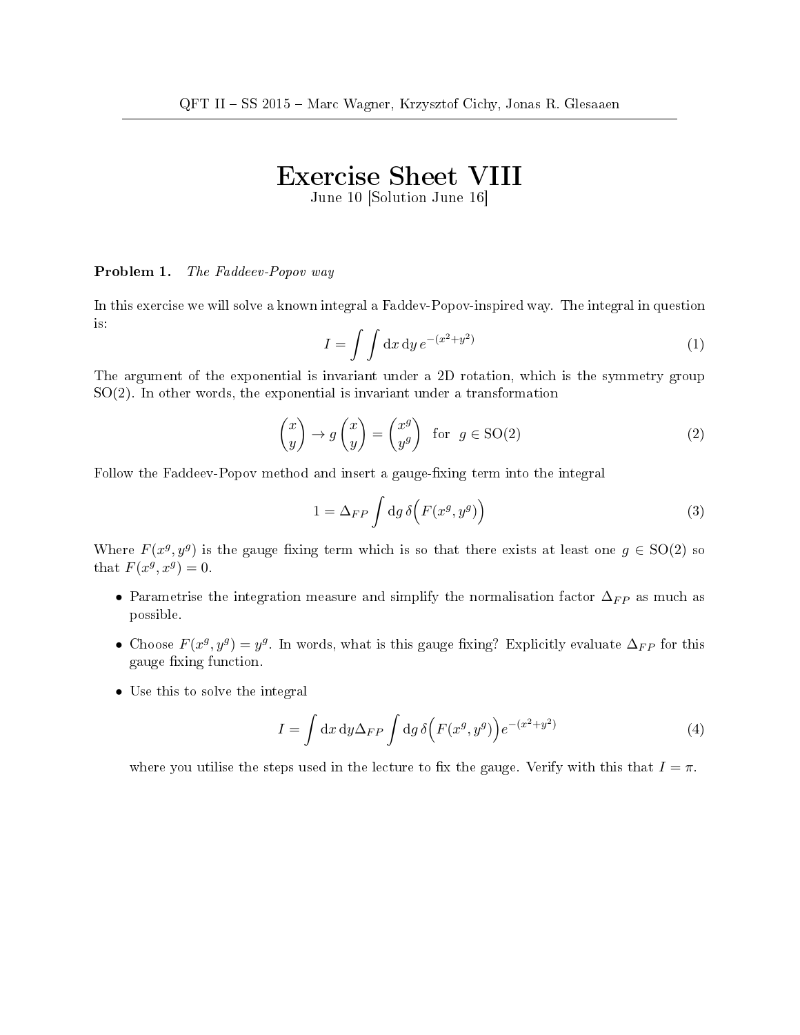# Exercise Sheet VIII

June 10 [Solution June 16]

**Problem 1.** *The Faddeev-Popov way*

In this exercise we will solve a known integral a Faddev-Popov-inspired way. The integral in question is:

$$I = \int\int \mathrm{d}x\,\mathrm{d}y\, e^{-(x^2+y^2)} \tag{1}$$

The argument of the exponential is invariant under a 2D rotation, which is the symmetry group SO(2). In other words, the exponential is invariant under a transformation

$$\begin{pmatrix} x \\ y \end{pmatrix} \to g \begin{pmatrix} x \\ y \end{pmatrix} = \begin{pmatrix} x^g \\ y^g \end{pmatrix} \quad \text{for} \quad g \in \mathrm{SO}(2) \tag{2}$$

Follow the Faddeev-Popov method and insert a gauge-fixing term into the integral

$$1 = \Delta_{FP} \int \mathrm{d}g\, \delta\Big(F(x^g, y^g)\Big) \tag{3}$$

Where $F(x^g, y^g)$ is the gauge fixing term which is so that there exists at least one $g \in \mathrm{SO}(2)$ so that $F(x^g, x^g) = 0$.

- Parametrise the integration measure and simplify the normalisation factor $\Delta_{FP}$ as much as possible.
- Choose $F(x^g, y^g) = y^g$. In words, what is this gauge fixing? Explicitly evaluate $\Delta_{FP}$ for this gauge fixing function.
- Use this to solve the integral

$$I = \int \mathrm{d}x\,\mathrm{d}y \Delta_{FP} \int \mathrm{d}g\, \delta\Big(F(x^g, y^g)\Big) e^{-(x^2+y^2)} \tag{4}$$

  where you utilise the steps used in the lecture to fix the gauge. Verify with this that $I = \pi$.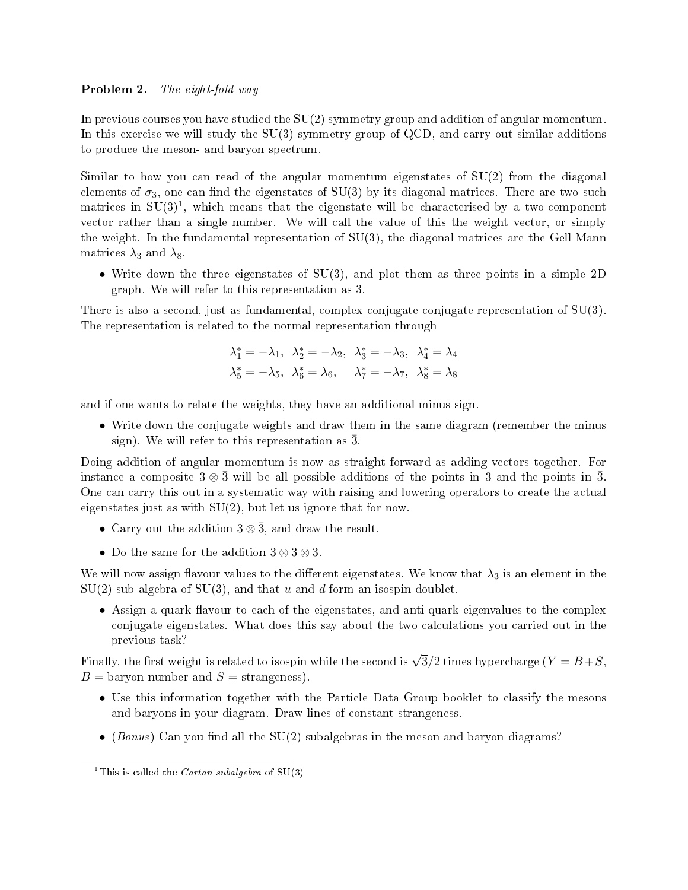**Problem 2.** *The eight-fold way*

In previous courses you have studied the SU(2) symmetry group and addition of angular momentum. In this exercise we will study the SU(3) symmetry group of QCD, and carry out similar additions to produce the meson- and baryon spectrum.

Similar to how you can read of the angular momentum eigenstates of SU(2) from the diagonal elements of $\sigma_3$, one can find the eigenstates of SU(3) by its diagonal matrices. There are two such matrices in SU(3)[1], which means that the eigenstate will be characterised by a two-component vector rather than a single number. We will call the value of this the weight vector, or simply the weight. In the fundamental representation of SU(3), the diagonal matrices are the Gell-Mann matrices $\lambda_3$ and $\lambda_8$.

- Write down the three eigenstates of SU(3), and plot them as three points in a simple 2D graph. We will refer to this representation as 3.

There is also a second, just as fundamental, complex conjugate conjugate representation of SU(3). The representation is related to the normal representation through

$$\lambda_1^* = -\lambda_1, \;\; \lambda_2^* = -\lambda_2, \;\; \lambda_3^* = -\lambda_3, \;\; \lambda_4^* = \lambda_4$$
$$\lambda_5^* = -\lambda_5, \;\; \lambda_6^* = \lambda_6, \quad \lambda_7^* = -\lambda_7, \;\; \lambda_8^* = \lambda_8$$

and if one wants to relate the weights, they have an additional minus sign.

- Write down the conjugate weights and draw them in the same diagram (remember the minus sign). We will refer to this representation as $\bar{3}$.

Doing addition of angular momentum is now as straight forward as adding vectors together. For instance a composite $3 \otimes \bar{3}$ will be all possible additions of the points in 3 and the points in $\bar{3}$. One can carry this out in a systematic way with raising and lowering operators to create the actual eigenstates just as with SU(2), but let us ignore that for now.

- Carry out the addition $3 \otimes \bar{3}$, and draw the result.
- Do the same for the addition $3 \otimes 3 \otimes 3$.

We will now assign flavour values to the different eigenstates. We know that $\lambda_3$ is an element in the SU(2) sub-algebra of SU(3), and that $u$ and $d$ form an isospin doublet.

- Assign a quark flavour to each of the eigenstates, and anti-quark eigenvalues to the complex conjugate eigenstates. What does this say about the two calculations you carried out in the previous task?

Finally, the first weight is related to isospin while the second is $\sqrt{3}/2$ times hypercharge ($Y = B + S$, $B$ = baryon number and $S$ = strangeness).

- Use this information together with the Particle Data Group booklet to classify the mesons and baryons in your diagram. Draw lines of constant strangeness.
- (*Bonus*) Can you find all the SU(2) subalgebras in the meson and baryon diagrams?

[1] This is called the *Cartan subalgebra* of SU(3)